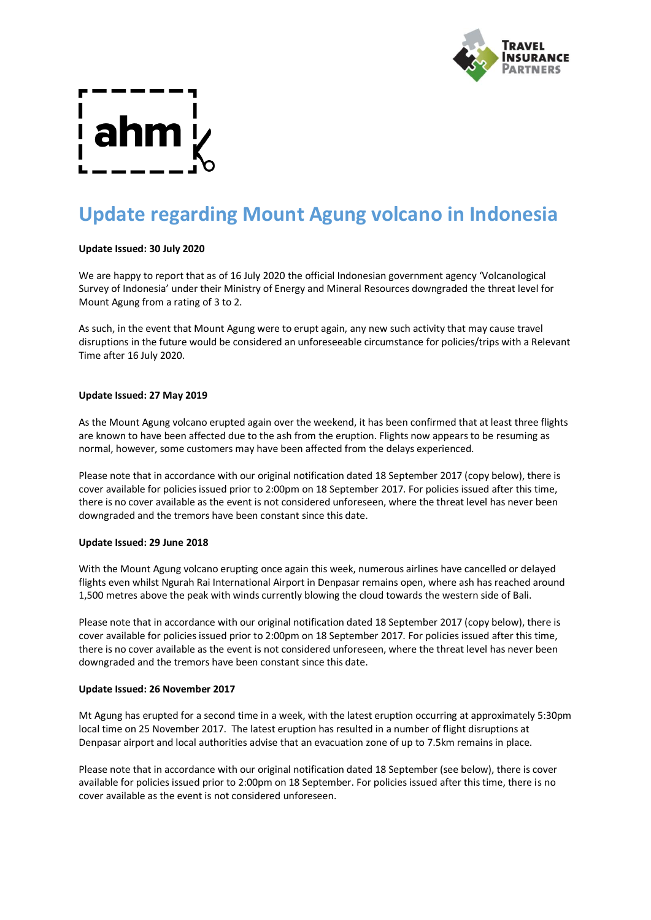# Update regarding Mount Agung volcano in Indonesia

**Update Issued: 30 July 2020**

We are happy to report that as of 16 July 2020 the official Indonesian government agency 'Volcanological Survey of Indonesia' under their Ministry of Energy and Mineral Resources downgraded the threat level for Mount Agung from a rating of 3 to 2.

As such, in the event that Mount Agung were to erupt again, any new such activity that may cause travel disruptions in the future would be considered an unforeseeable circumstance for policies/trips with a Relevant Time after 16 July 2020.

**Update Issued: 27 May 2019**

As the Mount Agung volcano erupted again over the weekend, it has been confirmed that at least three flights are known to have been affected due to the ash from the eruption. Flights now appears to be resuming as normal, however, some customers may have been affected from the delays experienced.

Please note that in accordance with our original notification dated 18 September 2017 (copy below), there is cover available for policies issued prior to 2:00pm on 18 September 2017. For policies issued after this time, there is no cover available as the event is not considered unforeseen, where the threat level has never been downgraded and the tremors have been constant since this date.

**Update Issued: 29 June 2018**

With the Mount Agung volcano erupting once again this week, numerous airlines have cancelled or delayed flights even whilst Ngurah Rai International Airport in Denpasar remains open, where ash has reached around 1,500 metres above the peak with winds currently blowing the cloud towards the western side of Bali.

Please note that in accordance with our original notification dated 18 September 2017 (copy below), there is cover available for policies issued prior to 2:00pm on 18 September 2017. For policies issued after this time, there is no cover available as the event is not considered unforeseen, where the threat level has never been downgraded and the tremors have been constant since this date.

**Update Issued: 26 November 2017**

Mt Agung has erupted for a second time in a week, with the latest eruption occurring at approximately 5:30pm local time on 25 November 2017. The latest eruption has resulted in a number of flight disruptions at Denpasar airport and local authorities advise that an evacuation zone of up to 7.5km remains in place.

Please note that in accordance with our original notification dated 18 September (see below), there is cover available for policies issued prior to 2:00pm on 18 September. For policies issued after this time, there is no cover available as the event is not considered unforeseen.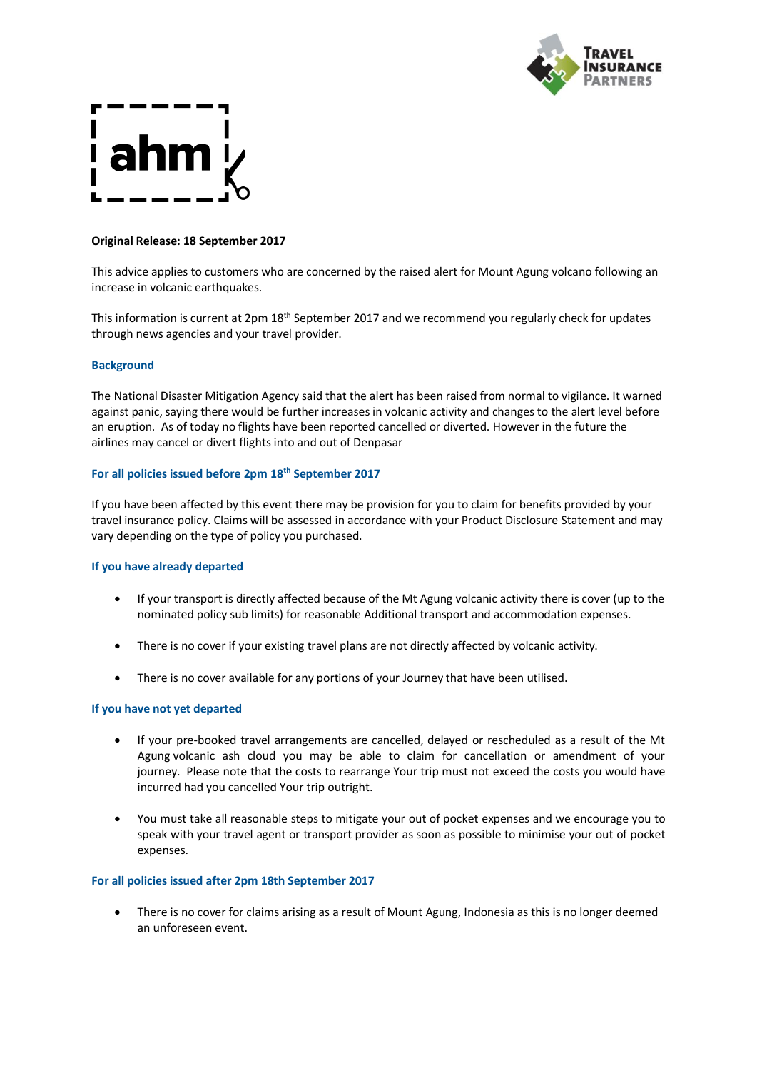**Original Release: 18 September 2017**

This advice applies to customers who are concerned by the raised alert for Mount Agung volcano following an increase in volcanic earthquakes.

This information is current at 2pm 18th September 2017 and we recommend you regularly check for updates through news agencies and your travel provider.

### Background

The National Disaster Mitigation Agency said that the alert has been raised from normal to vigilance. It warned against panic, saying there would be further increases in volcanic activity and changes to the alert level before an eruption. As of today no flights have been reported cancelled or diverted. However in the future the airlines may cancel or divert flights into and out of Denpasar

### For all policies issued before 2pm 18th September 2017

If you have been affected by this event there may be provision for you to claim for benefits provided by your travel insurance policy. Claims will be assessed in accordance with your Product Disclosure Statement and may vary depending on the type of policy you purchased.

### If you have already departed

- If your transport is directly affected because of the Mt Agung volcanic activity there is cover (up to the nominated policy sub limits) for reasonable Additional transport and accommodation expenses.
- There is no cover if your existing travel plans are not directly affected by volcanic activity.
- There is no cover available for any portions of your Journey that have been utilised.

### If you have not yet departed

- If your pre-booked travel arrangements are cancelled, delayed or rescheduled as a result of the Mt Agung volcanic ash cloud you may be able to claim for cancellation or amendment of your journey. Please note that the costs to rearrange Your trip must not exceed the costs you would have incurred had you cancelled Your trip outright.
- You must take all reasonable steps to mitigate your out of pocket expenses and we encourage you to speak with your travel agent or transport provider as soon as possible to minimise your out of pocket expenses.

### For all policies issued after 2pm 18th September 2017

- There is no cover for claims arising as a result of Mount Agung, Indonesia as this is no longer deemed an unforeseen event.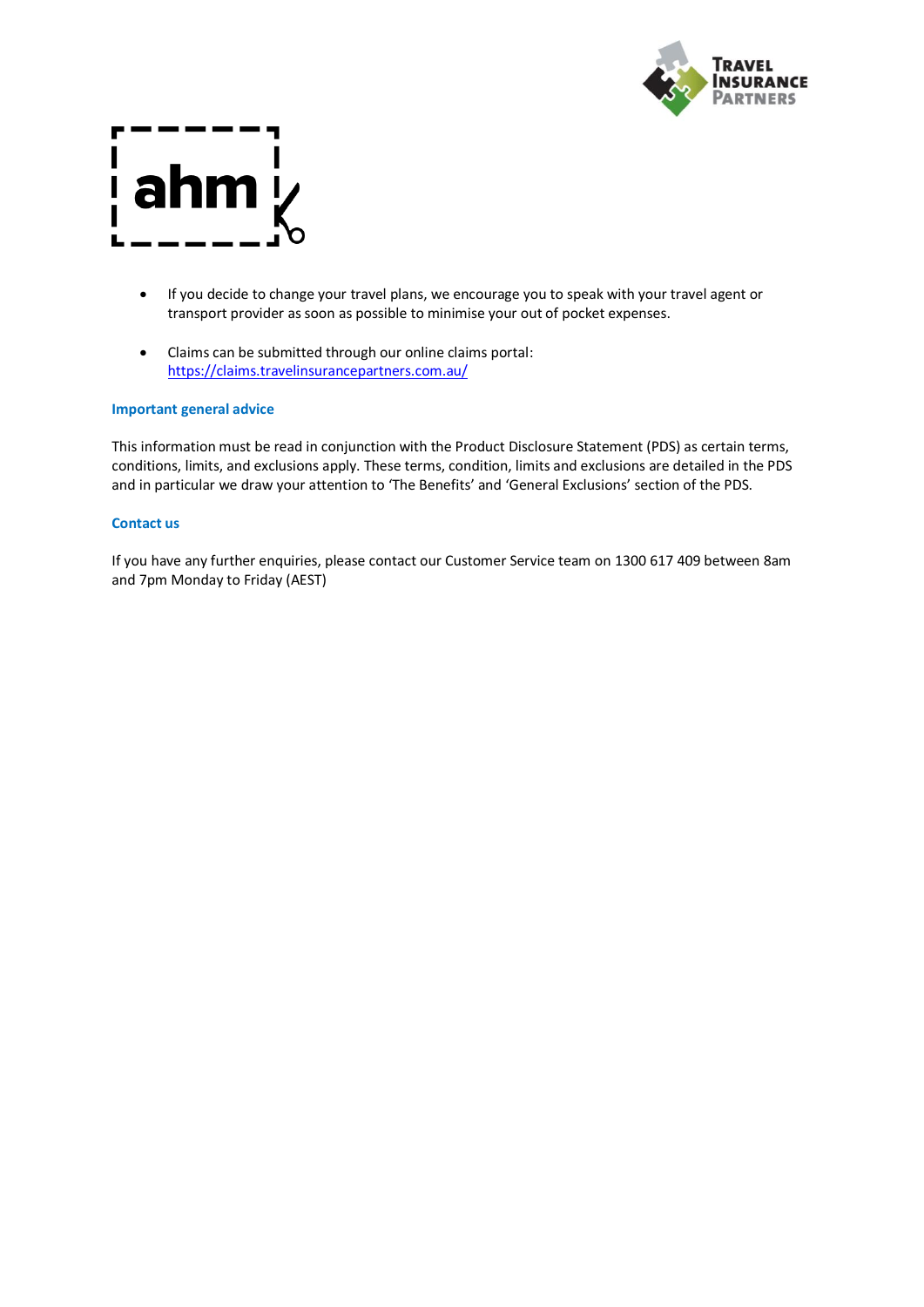- If you decide to change your travel plans, we encourage you to speak with your travel agent or transport provider as soon as possible to minimise your out of pocket expenses.

- Claims can be submitted through our online claims portal: https://claims.travelinsurancepartners.com.au/

**Important general advice**

This information must be read in conjunction with the Product Disclosure Statement (PDS) as certain terms, conditions, limits, and exclusions apply. These terms, condition, limits and exclusions are detailed in the PDS and in particular we draw your attention to 'The Benefits' and 'General Exclusions' section of the PDS.

**Contact us**

If you have any further enquiries, please contact our Customer Service team on 1300 617 409 between 8am and 7pm Monday to Friday (AEST)